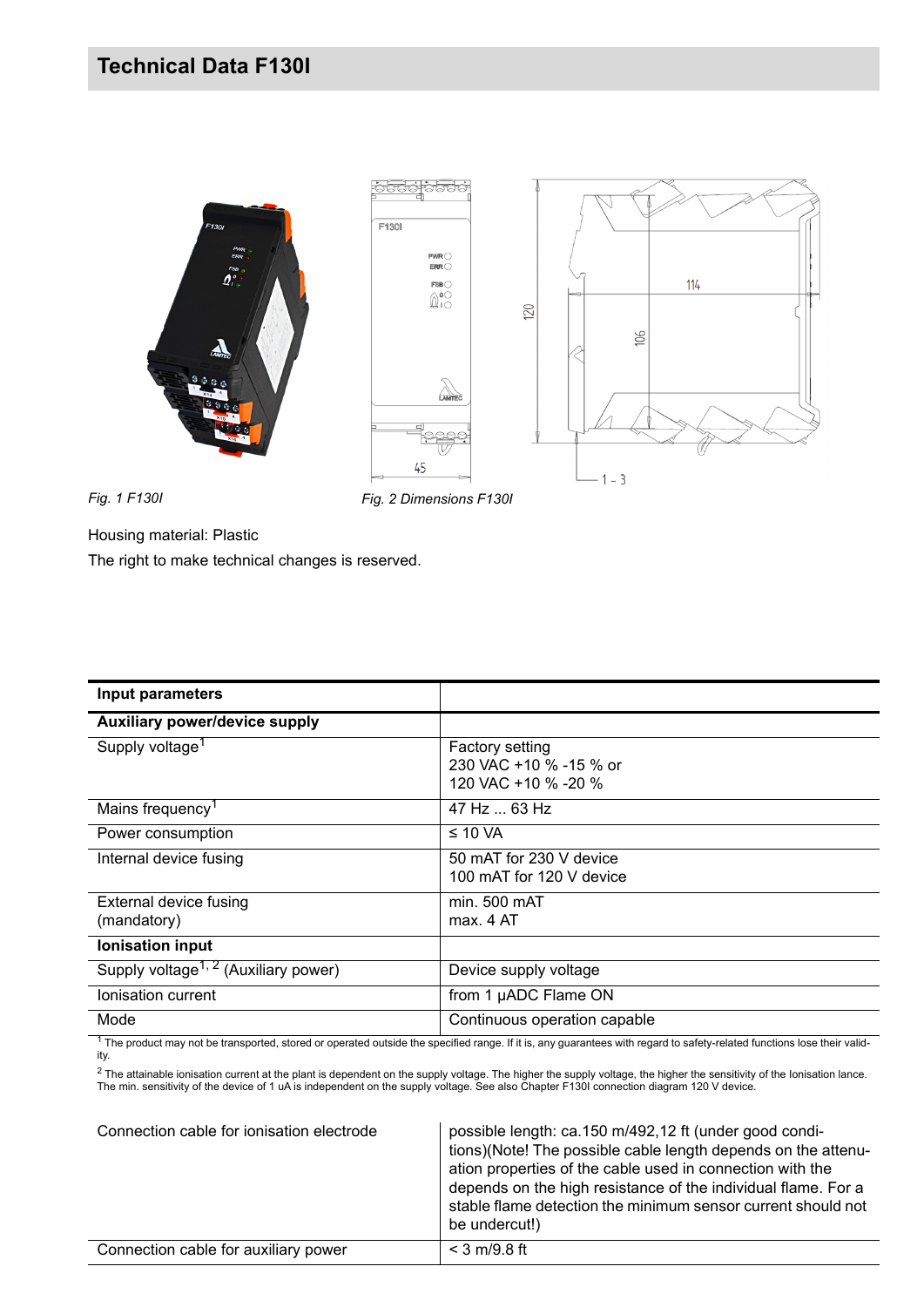# Technical Data F130I

*Fig. 1 F130I*

*Fig. 2 Dimensions F130I*

Housing material: Plastic

The right to make technical changes is reserved.

| | |
|---|---|
| **Input parameters** | |
| **Auxiliary power/device supply** | |
| Supply voltage[1] | Factory setting<br>230 VAC +10 % -15 % or<br>120 VAC +10 % -20 % |
| Mains frequency[1] | 47 Hz ... 63 Hz |
| Power consumption | ≤ 10 VA |
| Internal device fusing | 50 mAT for 230 V device<br>100 mAT for 120 V device |
| External device fusing (mandatory) | min. 500 mAT<br>max. 4 AT |
| **Ionisation input** | |
| Supply voltage[1, 2] (Auxiliary power) | Device supply voltage |
| Ionisation current | from 1 µADC Flame ON |
| Mode | Continuous operation capable |

[1] The product may not be transported, stored or operated outside the specified range. If it is, any guarantees with regard to safety-related functions lose their validity.

[2] The attainable ionisation current at the plant is dependent on the supply voltage. The higher the supply voltage, the higher the sensitivity of the Ionisation lance. The min. sensitivity of the device of 1 uA is independent on the supply voltage. See also Chapter F130I connection diagram 120 V device.

| | |
|---|---|
| Connection cable for ionisation electrode | possible length: ca.150 m/492,12 ft (under good conditions)(Note! The possible cable length depends on the attenuation properties of the cable used in connection with the depends on the high resistance of the individual flame. For a stable flame detection the minimum sensor current should not be undercut!) |
| Connection cable for auxiliary power | < 3 m/9.8 ft |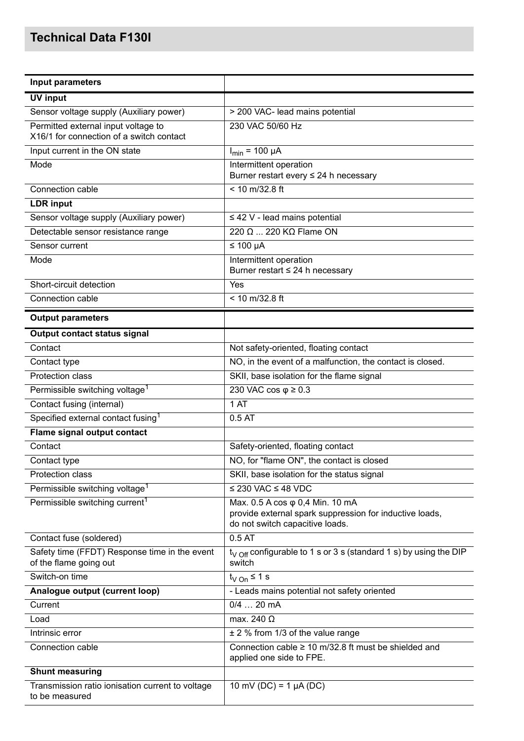## Technical Data F130I

| Input parameters | |
|---|---|
| **UV input** | |
| Sensor voltage supply (Auxiliary power) | > 200 VAC- lead mains potential |
| Permitted external input voltage to X16/1 for connection of a switch contact | 230 VAC 50/60 Hz |
| Input current in the ON state | $I_{min}$ = 100 µA |
| Mode | Intermittent operation<br>Burner restart every ≤ 24 h necessary |
| Connection cable | < 10 m/32.8 ft |
| **LDR input** | |
| Sensor voltage supply (Auxiliary power) | ≤ 42 V - lead mains potential |
| Detectable sensor resistance range | 220 Ω ... 220 KΩ Flame ON |
| Sensor current | ≤ 100 µA |
| Mode | Intermittent operation<br>Burner restart ≤ 24 h necessary |
| Short-circuit detection | Yes |
| Connection cable | < 10 m/32.8 ft |

| Output parameters | |
|---|---|
| **Output contact status signal** | |
| Contact | Not safety-oriented, floating contact |
| Contact type | NO, in the event of a malfunction, the contact is closed. |
| Protection class | SKII, base isolation for the flame signal |
| Permissible switching voltage[1] | 230 VAC cos φ ≥ 0.3 |
| Contact fusing (internal) | 1 AT |
| Specified external contact fusing[1] | 0.5 AT |
| **Flame signal output contact** | |
| Contact | Safety-oriented, floating contact |
| Contact type | NO, for "flame ON", the contact is closed |
| Protection class | SKII, base isolation for the status signal |
| Permissible switching voltage[1] | ≤ 230 VAC ≤ 48 VDC |
| Permissible switching current[1] | Max. 0.5 A cos φ 0,4 Min. 10 mA<br>provide external spark suppression for inductive loads,<br>do not switch capacitive loads. |
| Contact fuse (soldered) | 0.5 AT |
| Safety time (FFDT) Response time in the event of the flame going out | $t_{V\ Off}$ configurable to 1 s or 3 s (standard 1 s) by using the DIP switch |
| Switch-on time | $t_{V\ On}$ ≤ 1 s |
| **Analogue output (current loop)** | - Leads mains potential not safety oriented |
| Current | 0/4 … 20 mA |
| Load | max. 240 Ω |
| Intrinsic error | ± 2 % from 1/3 of the value range |
| Connection cable | Connection cable ≥ 10 m/32.8 ft must be shielded and applied one side to FPE. |
| **Shunt measuring** | |
| Transmission ratio ionisation current to voltage to be measured | 10 mV (DC) = 1 µA (DC) |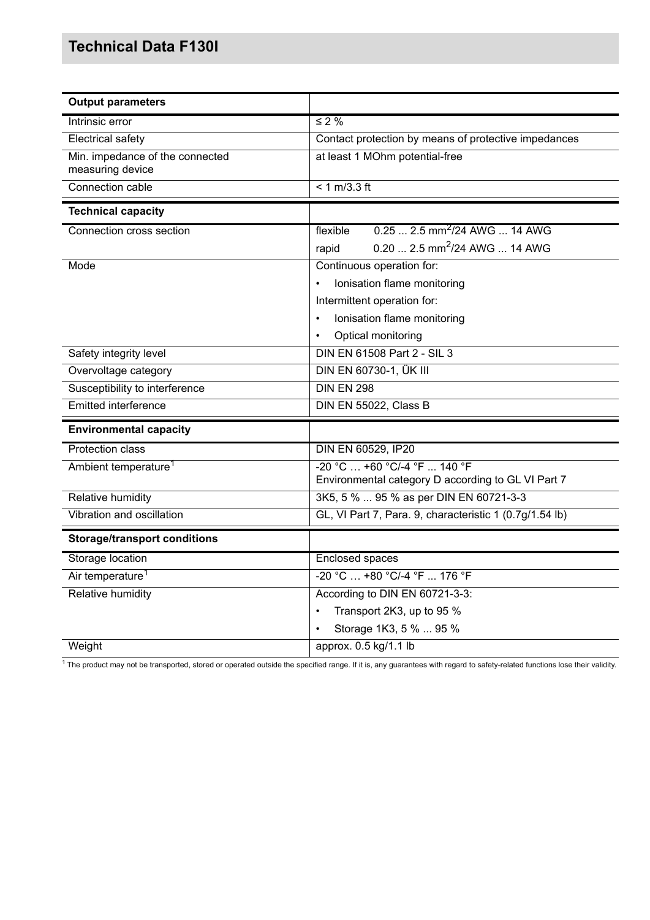## Technical Data F130I

| | |
|---|---|
| **Output parameters** | |
| Intrinsic error | ≤ 2 % |
| Electrical safety | Contact protection by means of protective impedances |
| Min. impedance of the connected measuring device | at least 1 MOhm potential-free |
| Connection cable | < 1 m/3.3 ft |
| **Technical capacity** | |
| Connection cross section | flexible 0.25 ... 2.5 mm²/24 AWG ... 14 AWG<br>rapid 0.20 ... 2.5 mm²/24 AWG ... 14 AWG |
| Mode | Continuous operation for:<br>• Ionisation flame monitoring<br>Intermittent operation for:<br>• Ionisation flame monitoring<br>• Optical monitoring |
| Safety integrity level | DIN EN 61508 Part 2 - SIL 3 |
| Overvoltage category | DIN EN 60730-1, ÜK III |
| Susceptibility to interference | DIN EN 298 |
| Emitted interference | DIN EN 55022, Class B |
| **Environmental capacity** | |
| Protection class | DIN EN 60529, IP20 |
| Ambient temperature[1] | -20 °C … +60 °C/-4 °F ... 140 °F<br>Environmental category D according to GL VI Part 7 |
| Relative humidity | 3K5, 5 % ... 95 % as per DIN EN 60721-3-3 |
| Vibration and oscillation | GL, VI Part 7, Para. 9, characteristic 1 (0.7g/1.54 lb) |
| **Storage/transport conditions** | |
| Storage location | Enclosed spaces |
| Air temperature[1] | -20 °C … +80 °C/-4 °F ... 176 °F |
| Relative humidity | According to DIN EN 60721-3-3:<br>• Transport 2K3, up to 95 %<br>• Storage 1K3, 5 % ... 95 % |
| Weight | approx. 0.5 kg/1.1 lb |

[1] The product may not be transported, stored or operated outside the specified range. If it is, any guarantees with regard to safety-related functions lose their validity.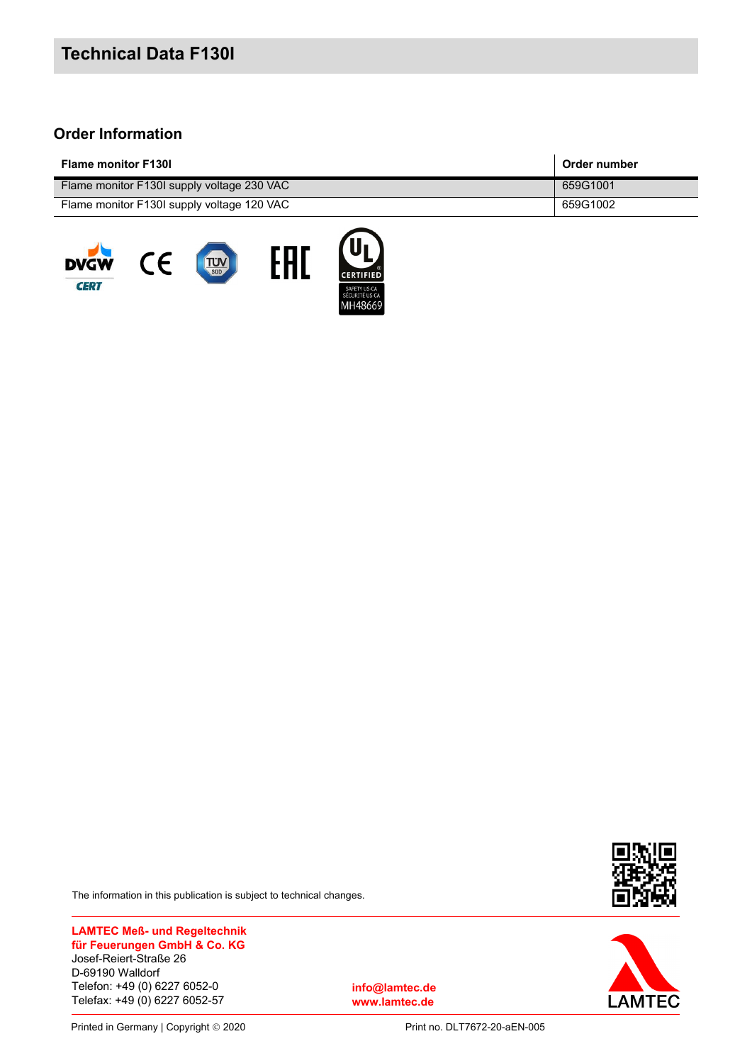# Technical Data F130I

## Order Information

| Flame monitor F130I | Order number |
|---|---|
| Flame monitor F130I supply voltage 230 VAC | 659G1001 |
| Flame monitor F130I supply voltage 120 VAC | 659G1002 |

The information in this publication is subject to technical changes.

**LAMTEC Meß- und Regeltechnik**
**für Feuerungen GmbH & Co. KG**
Josef-Reiert-Straße 26
D-69190 Walldorf
Telefon: +49 (0) 6227 6052-0
Telefax: +49 (0) 6227 6052-57

**info@lamtec.de**
**www.lamtec.de**

Printed in Germany | Copyright © 2020

Print no. DLT7672-20-aEN-005